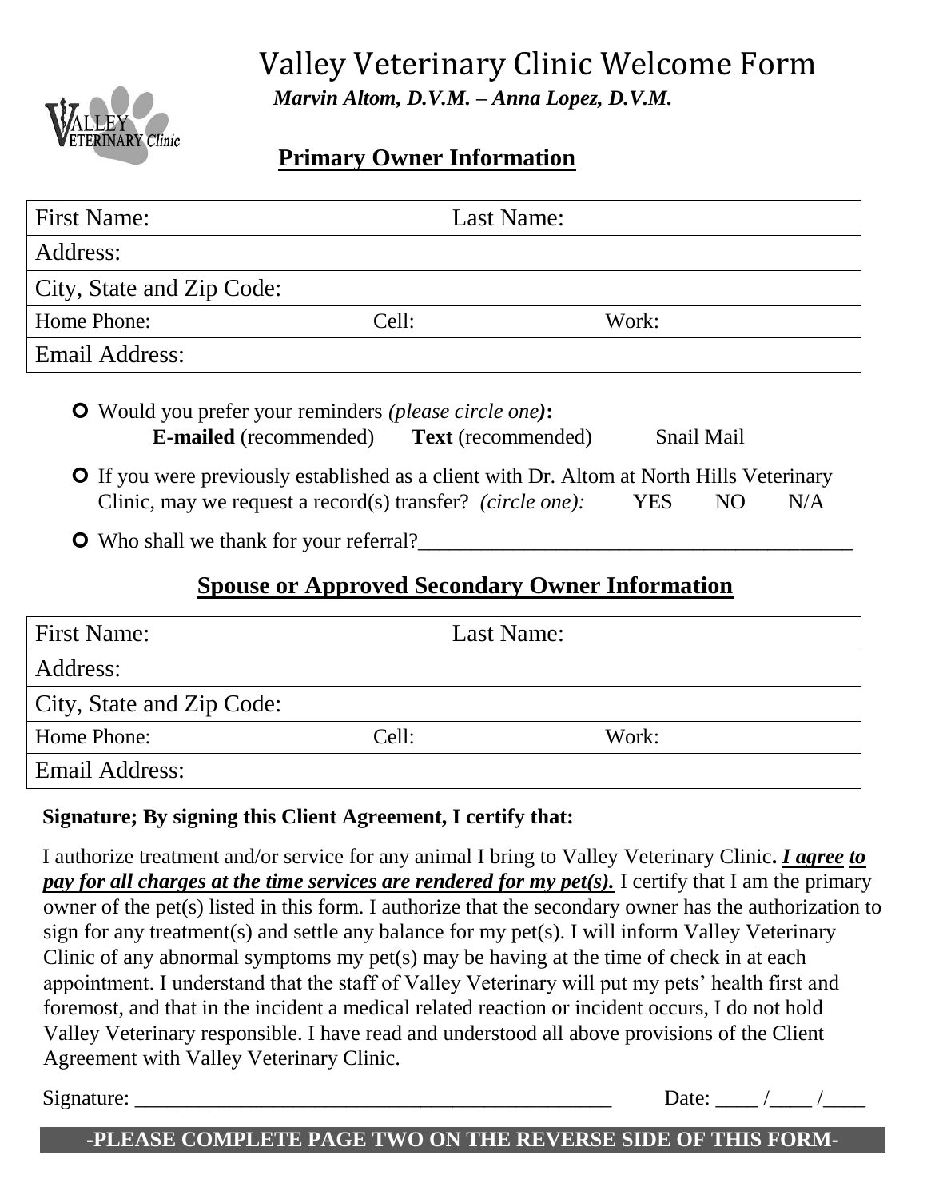# Valley Veterinary Clinic Welcome Form

***Marvin Altom, D.V.M. – Anna Lopez, D.V.M.***

## Primary Owner Information

| First Name: | | Last Name: |
|---|---|---|
| Address: | | |
| City, State and Zip Code: | | |
| Home Phone: | Cell: | Work: |
| Email Address: | | |

- Would you prefer your reminders *(please circle one)*:
  **E-mailed** (recommended) **Text** (recommended) Snail Mail
- If you were previously established as a client with Dr. Altom at North Hills Veterinary Clinic, may we request a record(s) transfer? *(circle one):* YES NO N/A
- Who shall we thank for your referral?__________________________________________

## Spouse or Approved Secondary Owner Information

| First Name: | | Last Name: |
|---|---|---|
| Address: | | |
| City, State and Zip Code: | | |
| Home Phone: | Cell: | Work: |
| Email Address: | | |

**Signature; By signing this Client Agreement, I certify that:**

I authorize treatment and/or service for any animal I bring to Valley Veterinary Clinic**. *I agree to pay for all charges at the time services are rendered for my pet(s).*** I certify that I am the primary owner of the pet(s) listed in this form. I authorize that the secondary owner has the authorization to sign for any treatment(s) and settle any balance for my pet(s). I will inform Valley Veterinary Clinic of any abnormal symptoms my pet(s) may be having at the time of check in at each appointment. I understand that the staff of Valley Veterinary will put my pets' health first and foremost, and that in the incident a medical related reaction or incident occurs, I do not hold Valley Veterinary responsible. I have read and understood all above provisions of the Client Agreement with Valley Veterinary Clinic.

Signature: _______________________________________________ Date: ____ /____ /____

**-PLEASE COMPLETE PAGE TWO ON THE REVERSE SIDE OF THIS FORM-**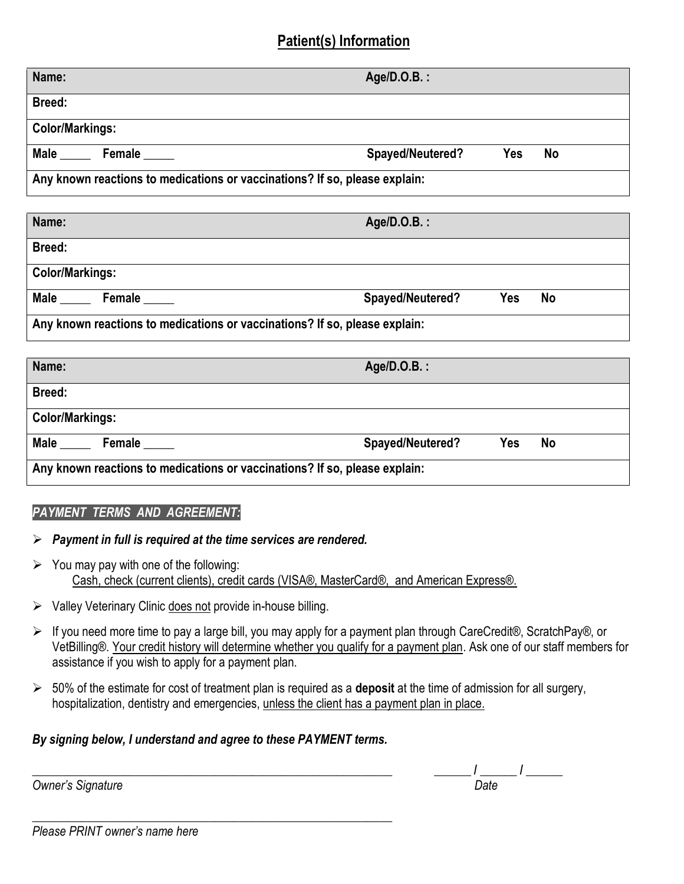## Patient(s) Information

| | |
|---|---|
| **Name:** | **Age/D.O.B. :** |
| **Breed:** | |
| **Color/Markings:** | |
| **Male _____ Female _____** | **Spayed/Neutered? Yes No** |
| **Any known reactions to medications or vaccinations? If so, please explain:** | |

| | |
|---|---|
| **Name:** | **Age/D.O.B. :** |
| **Breed:** | |
| **Color/Markings:** | |
| **Male _____ Female _____** | **Spayed/Neutered? Yes No** |
| **Any known reactions to medications or vaccinations? If so, please explain:** | |

| | |
|---|---|
| **Name:** | **Age/D.O.B. :** |
| **Breed:** | |
| **Color/Markings:** | |
| **Male _____ Female _____** | **Spayed/Neutered? Yes No** |
| **Any known reactions to medications or vaccinations? If so, please explain:** | |

***PAYMENT TERMS AND AGREEMENT:***

- ***Payment in full is required at the time services are rendered.***
- You may pay with one of the following:
  Cash, check (current clients), credit cards (VISA®, MasterCard®, and American Express®.
- Valley Veterinary Clinic does not provide in-house billing.
- If you need more time to pay a large bill, you may apply for a payment plan through CareCredit®, ScratchPay®, or VetBilling®. Your credit history will determine whether you qualify for a payment plan. Ask one of our staff members for assistance if you wish to apply for a payment plan.
- 50% of the estimate for cost of treatment plan is required as a **deposit** at the time of admission for all surgery, hospitalization, dentistry and emergencies, unless the client has a payment plan in place.

***By signing below, I understand and agree to these PAYMENT terms.***

_______________________________________________ ______ / ______ / ______

*Owner's Signature* *Date*

_______________________________________________

*Please PRINT owner's name here*